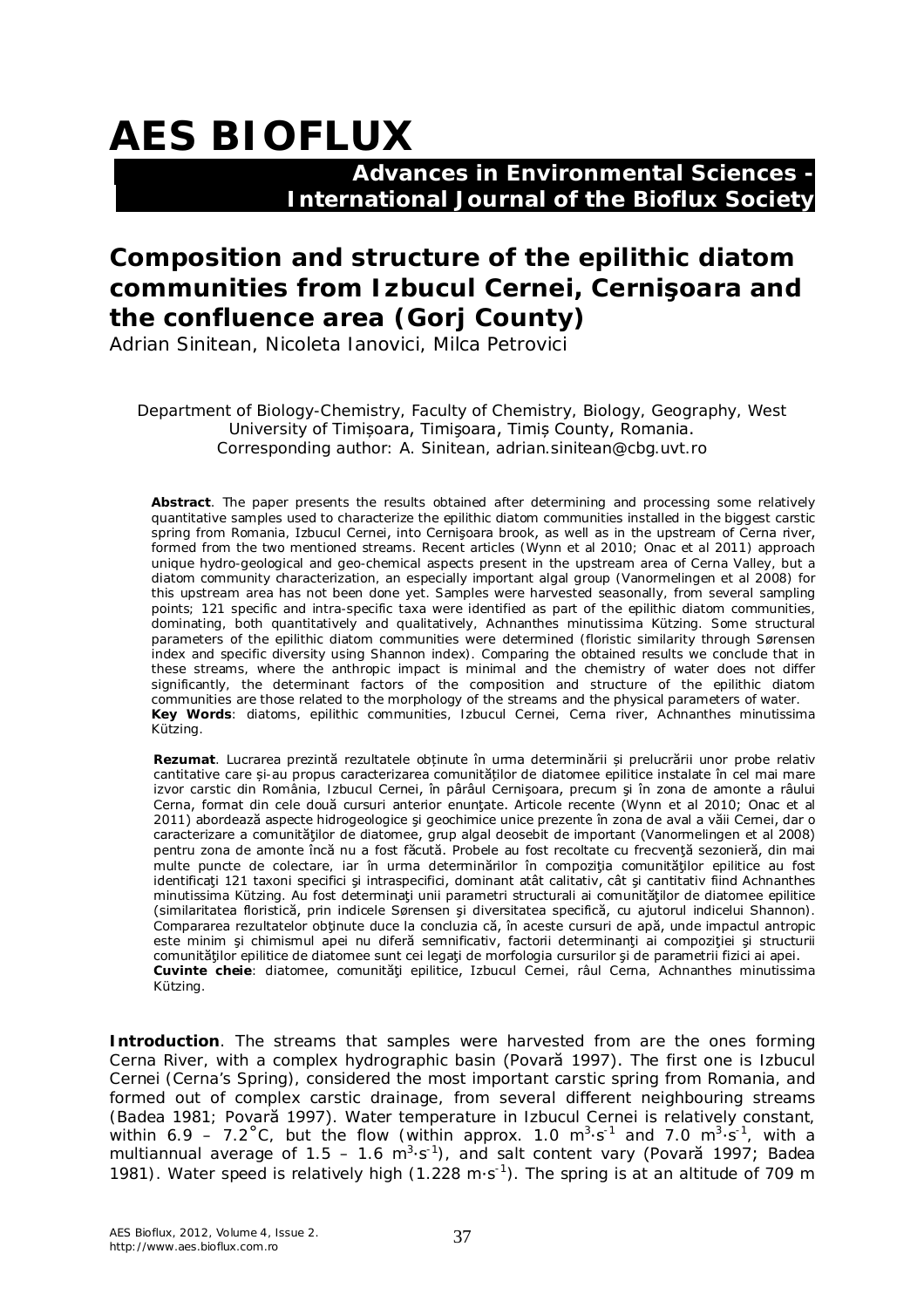# AES BIOFLUX

**Advances in Environmental Sciences - International Journal of the Bioflux Society**

## Composition and structure of the epilithic diatom communities from Izbucul Cernei, Cernişoara and the confluence area (Gorj County)

Adrian Sinitean, Nicoleta Ianovici, Milca Petrovici

Department of Biology-Chemistry, Faculty of Chemistry, Biology, Geography, West University of Timișoara, Timişoara, Timiș County, Romania. Corresponding author: A. Sinitean, adrian.sinitean@cbg.uvt.ro

**Abstract**. The paper presents the results obtained after determining and processing some relatively quantitative samples used to characterize the epilithic diatom communities installed in the biggest carstic spring from Romania, Izbucul Cernei, into Cernişoara brook, as well as in the upstream of Cerna river, formed from the two mentioned streams. Recent articles (Wynn et al 2010; Onac et al 2011) approach unique hydro-geological and geo-chemical aspects present in the upstream area of Cerna Valley, but a diatom community characterization, an especially important algal group (Vanormelingen et al 2008) for this upstream area has not been done yet. Samples were harvested seasonally, from several sampling points; 121 specific and intra-specific taxa were identified as part of the epilithic diatom communities, dominating, both quantitatively and qualitatively, Achnanthes minutissima Kützing. Some structural parameters of the epilithic diatom communities were determined (floristic similarity through Sørensen index and specific diversity using Shannon index). Comparing the obtained results we conclude that in these streams, where the anthropic impact is minimal and the chemistry of water does not differ significantly, the determinant factors of the composition and structure of the epilithic diatom communities are those related to the morphology of the streams and the physical parameters of water.
**Key Words**: diatoms, epilithic communities, Izbucul Cernei, Cerna river, Achnanthes minutissima Kützing.

**Rezumat**. Lucrarea prezintă rezultatele obținute în urma determinării și prelucrării unor probe relativ cantitative care și-au propus caracterizarea comunităților de diatomee epilitice instalate în cel mai mare izvor carstic din România, Izbucul Cernei, în pârâul Cernişoara, precum şi în zona de amonte a râului Cerna, format din cele două cursuri anterior enunţate. Articole recente (Wynn et al 2010; Onac et al 2011) abordează aspecte hidrogeologice şi geochimice unice prezente în zona de aval a văii Cernei, dar o caracterizare a comunităţilor de diatomee, grup algal deosebit de important (Vanormelingen et al 2008) pentru zona de amonte încă nu a fost făcută. Probele au fost recoltate cu frecvenţă sezonieră, din mai multe puncte de colectare, iar în urma determinărilor în compoziţia comunităţilor epilitice au fost identificaţi 121 taxoni specifici şi intraspecifici, dominant atât calitativ, cât şi cantitativ fiind Achnanthes minutissima Kützing. Au fost determinaţi unii parametri structurali ai comunităţilor de diatomee epilitice (similaritatea floristică, prin indicele Sørensen şi diversitatea specifică, cu ajutorul indicelui Shannon). Compararea rezultatelor obţinute duce la concluzia că, în aceste cursuri de apă, unde impactul antropic este minim şi chimismul apei nu diferă semnificativ, factorii determinanţi ai compoziţiei şi structurii comunităţilor epilitice de diatomee sunt cei legaţi de morfologia cursurilor şi de parametrii fizici ai apei.
**Cuvinte cheie**: diatomee, comunităţi epilitice, Izbucul Cernei, râul Cerna, Achnanthes minutissima Kützing.

**Introduction**. The streams that samples were harvested from are the ones forming Cerna River, with a complex hydrographic basin (Povară 1997). The first one is Izbucul Cernei (Cerna's Spring), considered the most important carstic spring from Romania, and formed out of complex carstic drainage, from several different neighbouring streams (Badea 1981; Povară 1997). Water temperature in Izbucul Cernei is relatively constant, within 6.9 – 7.2°C, but the flow (within approx. 1.0 $m^3 \cdot s^{-1}$ and 7.0 $m^3 \cdot s^{-1}$, with a multiannual average of 1.5 – 1.6 $m^3 \cdot s^{-1}$), and salt content vary (Povară 1997; Badea 1981). Water speed is relatively high (1.228 $m \cdot s^{-1}$). The spring is at an altitude of 709 m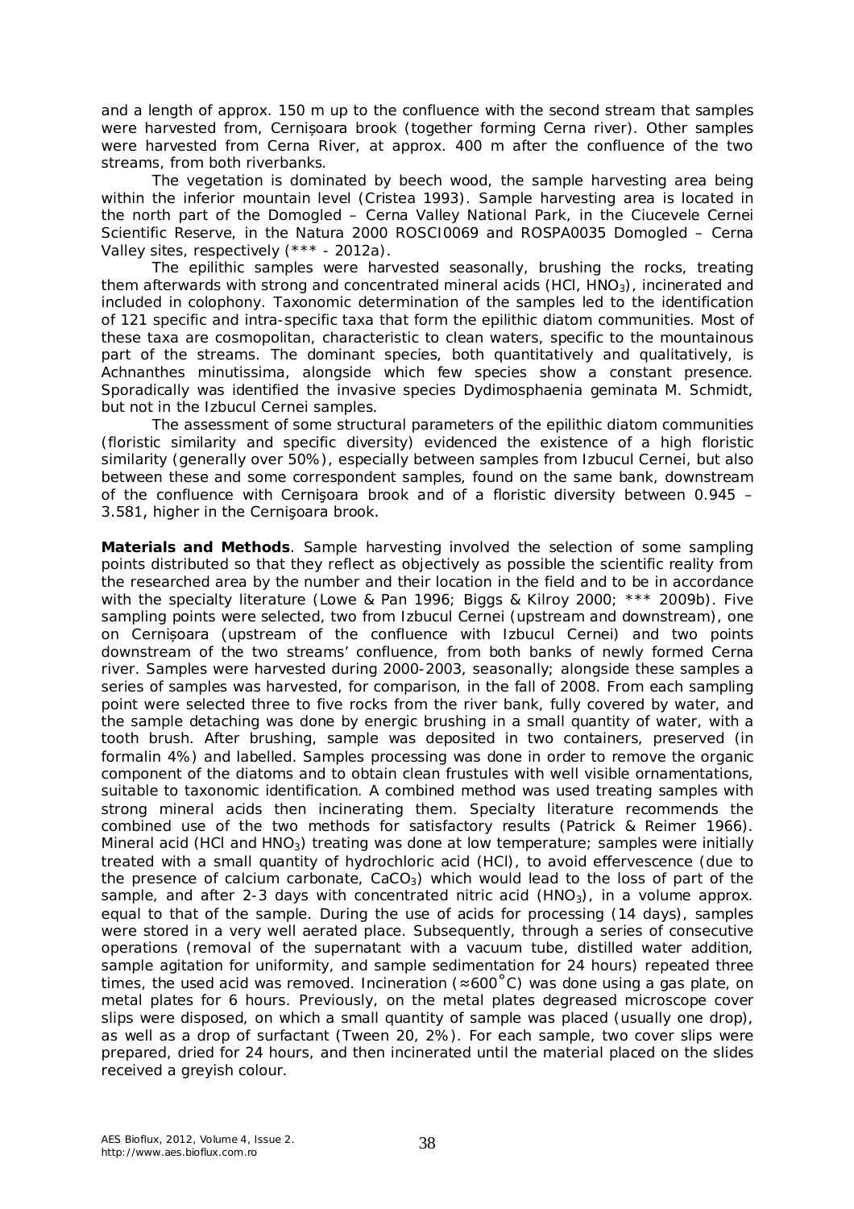and a length of approx. 150 m up to the confluence with the second stream that samples were harvested from, Cernișoara brook (together forming Cerna river). Other samples were harvested from Cerna River, at approx. 400 m after the confluence of the two streams, from both riverbanks.

The vegetation is dominated by beech wood, the sample harvesting area being within the inferior mountain level (Cristea 1993). Sample harvesting area is located in the north part of the Domogled – Cerna Valley National Park, in the Ciucevele Cernei Scientific Reserve, in the Natura 2000 ROSCI0069 and ROSPA0035 Domogled – Cerna Valley sites, respectively (*** - 2012a).

The epilithic samples were harvested seasonally, brushing the rocks, treating them afterwards with strong and concentrated mineral acids (HCl, $HNO_3$), incinerated and included in colophony. Taxonomic determination of the samples led to the identification of 121 specific and intra-specific taxa that form the epilithic diatom communities. Most of these taxa are cosmopolitan, characteristic to clean waters, specific to the mountainous part of the streams. The dominant species, both quantitatively and qualitatively, is *Achnanthes minutissima*, alongside which few species show a constant presence. Sporadically was identified the invasive species *Dydimosphaenia geminata* M. Schmidt, but not in the Izbucul Cernei samples.

The assessment of some structural parameters of the epilithic diatom communities (floristic similarity and specific diversity) evidenced the existence of a high floristic similarity (generally over 50%), especially between samples from Izbucul Cernei, but also between these and some correspondent samples, found on the same bank, downstream of the confluence with Cernişoara brook and of a floristic diversity between 0.945 – 3.581, higher in the Cernişoara brook.

**Materials and Methods**. Sample harvesting involved the selection of some sampling points distributed so that they reflect as objectively as possible the scientific reality from the researched area by the number and their location in the field and to be in accordance with the specialty literature (Lowe & Pan 1996; Biggs & Kilroy 2000; *** 2009b). Five sampling points were selected, two from Izbucul Cernei (upstream and downstream), one on Cernișoara (upstream of the confluence with Izbucul Cernei) and two points downstream of the two streams' confluence, from both banks of newly formed Cerna river. Samples were harvested during 2000-2003, seasonally; alongside these samples a series of samples was harvested, for comparison, in the fall of 2008. From each sampling point were selected three to five rocks from the river bank, fully covered by water, and the sample detaching was done by energic brushing in a small quantity of water, with a tooth brush. After brushing, sample was deposited in two containers, preserved (in formalin 4%) and labelled. Samples processing was done in order to remove the organic component of the diatoms and to obtain clean frustules with well visible ornamentations, suitable to taxonomic identification. A combined method was used treating samples with strong mineral acids then incinerating them. Specialty literature recommends the combined use of the two methods for satisfactory results (Patrick & Reimer 1966). Mineral acid (HCl and $HNO_3$) treating was done at low temperature; samples were initially treated with a small quantity of hydrochloric acid (HCl), to avoid effervescence (due to the presence of calcium carbonate, $CaCO_3$) which would lead to the loss of part of the sample, and after 2-3 days with concentrated nitric acid ($HNO_3$), in a volume approx. equal to that of the sample. During the use of acids for processing (14 days), samples were stored in a very well aerated place. Subsequently, through a series of consecutive operations (removal of the supernatant with a vacuum tube, distilled water addition, sample agitation for uniformity, and sample sedimentation for 24 hours) repeated three times, the used acid was removed. Incineration ($\approx 600^{\circ}C$) was done using a gas plate, on metal plates for 6 hours. Previously, on the metal plates degreased microscope cover slips were disposed, on which a small quantity of sample was placed (usually one drop), as well as a drop of surfactant (Tween 20, 2%). For each sample, two cover slips were prepared, dried for 24 hours, and then incinerated until the material placed on the slides received a greyish colour.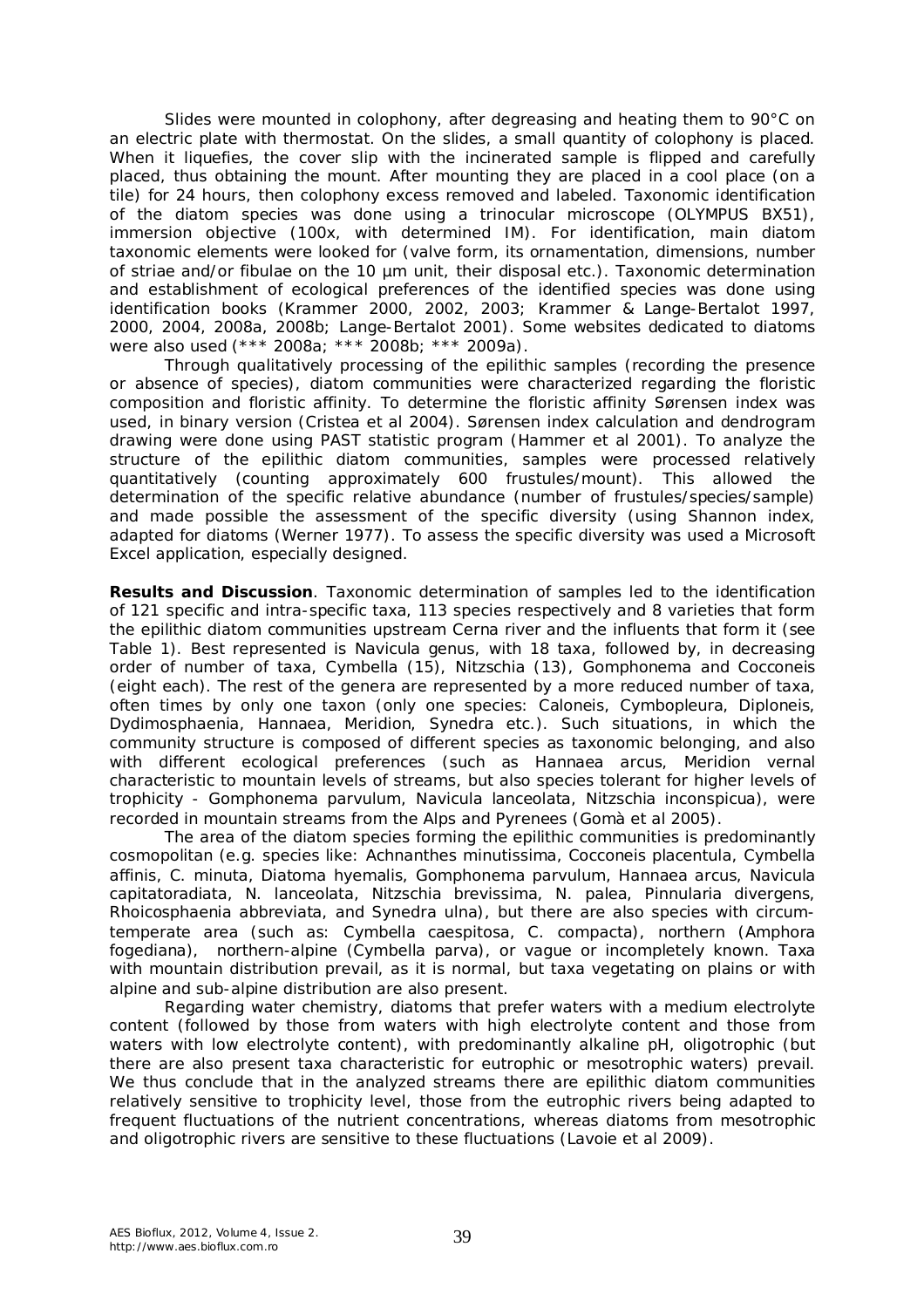Slides were mounted in colophony, after degreasing and heating them to 90°C on an electric plate with thermostat. On the slides, a small quantity of colophony is placed. When it liquefies, the cover slip with the incinerated sample is flipped and carefully placed, thus obtaining the mount. After mounting they are placed in a cool place (on a tile) for 24 hours, then colophony excess removed and labeled. Taxonomic identification of the diatom species was done using a trinocular microscope (OLYMPUS BX51), immersion objective (100x, with determined IM). For identification, main diatom taxonomic elements were looked for (valve form, its ornamentation, dimensions, number of striae and/or fibulae on the 10 µm unit, their disposal etc.). Taxonomic determination and establishment of ecological preferences of the identified species was done using identification books (Krammer 2000, 2002, 2003; Krammer & Lange-Bertalot 1997, 2000, 2004, 2008a, 2008b; Lange-Bertalot 2001). Some websites dedicated to diatoms were also used (*** 2008a; *** 2008b; *** 2009a).

Through qualitatively processing of the epilithic samples (recording the presence or absence of species), diatom communities were characterized regarding the floristic composition and floristic affinity. To determine the floristic affinity Sørensen index was used, in binary version (Cristea et al 2004). Sørensen index calculation and dendrogram drawing were done using PAST statistic program (Hammer et al 2001). To analyze the structure of the epilithic diatom communities, samples were processed relatively quantitatively (counting approximately 600 frustules/mount). This allowed the determination of the specific relative abundance (number of frustules/species/sample) and made possible the assessment of the specific diversity (using Shannon index, adapted for diatoms (Werner 1977). To assess the specific diversity was used a Microsoft Excel application, especially designed.

**Results and Discussion**. Taxonomic determination of samples led to the identification of 121 specific and intra-specific taxa, 113 species respectively and 8 varieties that form the epilithic diatom communities upstream Cerna river and the influents that form it (see Table 1). Best represented is *Navicula* genus, with 18 taxa, followed by, in decreasing order of number of taxa, *Cymbella* (15), *Nitzschia* (13), *Gomphonema* and *Cocconeis* (eight each). The rest of the genera are represented by a more reduced number of taxa, often times by only one taxon (only one species: *Caloneis*, *Cymbopleura*, *Diploneis*, *Dydimosphaenia*, *Hannaea*, *Meridion*, *Synedra* etc.). Such situations, in which the community structure is composed of different species as taxonomic belonging, and also with different ecological preferences (such as *Hannaea arcus*, *Meridion* vernal characteristic to mountain levels of streams, but also species tolerant for higher levels of trophicity - *Gomphonema parvulum*, *Navicula lanceolata*, *Nitzschia inconspicua*), were recorded in mountain streams from the Alps and Pyrenees (Gomà et al 2005).

The area of the diatom species forming the epilithic communities is predominantly cosmopolitan (e.g. species like: *Achnanthes minutissima*, *Cocconeis placentula*, *Cymbella affinis*, *C. minuta*, *Diatoma hyemalis*, *Gomphonema parvulum*, *Hannaea arcus*, *Navicula capitatoradiata*, *N. lanceolata*, *Nitzschia brevissima*, *N. palea*, *Pinnularia divergens*, *Rhoicosphaenia abbreviata*, and *Synedra ulna*), but there are also species with circum-temperate area (such as: *Cymbella caespitosa*, *C. compacta*), northern (*Amphora fogediana*), northern-alpine (*Cymbella parva*), or vague or incompletely known. Taxa with mountain distribution prevail, as it is normal, but taxa vegetating on plains or with alpine and sub-alpine distribution are also present.

Regarding water chemistry, diatoms that prefer waters with a medium electrolyte content (followed by those from waters with high electrolyte content and those from waters with low electrolyte content), with predominantly alkaline pH, oligotrophic (but there are also present taxa characteristic for eutrophic or mesotrophic waters) prevail. We thus conclude that in the analyzed streams there are epilithic diatom communities relatively sensitive to trophicity level, those from the eutrophic rivers being adapted to frequent fluctuations of the nutrient concentrations, whereas diatoms from mesotrophic and oligotrophic rivers are sensitive to these fluctuations (Lavoie et al 2009).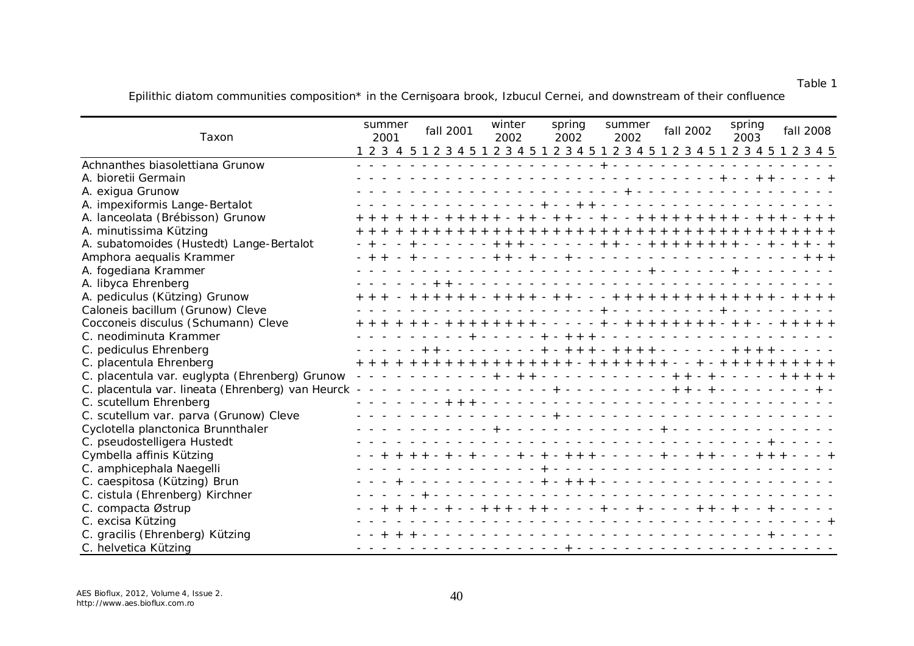Table 1

Epilithic diatom communities composition* in the Cernişoara brook, Izbucul Cernei, and downstream of their confluence

| Taxon | summer 2001 | | | | | fall 2001 | | | | | winter 2002 | | | | | spring 2002 | | | | | summer 2002 | | | | | fall 2002 | | | | | spring 2003 | | | | | fall 2008 | | | | |
|---|---|---|---|---|---|---|---|---|---|---|---|---|---|---|---|---|---|---|---|---|---|---|---|---|---|---|---|---|---|---|---|---|---|---|---|---|---|---|---|---|
| | 1 | 2 | 3 | 4 | 5 | 1 | 2 | 3 | 4 | 5 | 1 | 2 | 3 | 4 | 5 | 1 | 2 | 3 | 4 | 5 | 1 | 2 | 3 | 4 | 5 | 1 | 2 | 3 | 4 | 5 | 1 | 2 | 3 | 4 | 5 | 1 | 2 | 3 | 4 | 5 |
| Achnanthes biasolettiana Grunow | - | - | - | - | - | - | - | - | - | - | - | - | - | - | - | - | - | - | - | - | + | - | - | - | - | - | - | - | - | - | - | - | - | - | - | - | - | - | - | - |
| A. bioretii Germain | - | - | - | - | - | - | - | - | - | - | - | - | - | - | - | - | - | - | - | - | - | - | - | - | - | - | - | - | - | - | + | - | - | + | + | - | - | - | - | + |
| A. exigua Grunow | - | - | - | - | - | - | - | - | - | - | - | - | - | - | - | - | - | - | - | - | - | - | + | - | - | - | - | - | - | - | - | - | - | - | - | - | - | - | - | - |
| A. impexiformis Lange-Bertalot | - | - | - | - | - | - | - | - | - | - | - | - | - | - | - | + | - | - | + | + | - | - | - | - | - | - | - | - | - | - | - | - | - | - | - | - | - | - | - | - |
| A. lanceolata (Brébisson) Grunow | + | + | + | + | + | + | - | + | + | + | + | + | - | + | + | - | + | + | - | - | + | - | - | + | + | + | + | + | + | + | + | + | - | + | + | + | - | + | + | + |
| A. minutissima Kützing | + | + | + | + | + | + | + | + | + | + | + | + | + | + | + | + | + | + | + | + | + | + | + | + | + | + | + | + | + | + | + | + | + | + | + | + | + | + | + | + |
| A. subatomoides (Hustedt) Lange-Bertalot | - | + | - | - | + | - | - | - | - | - | - | + | + | + | - | - | - | - | - | - | + | + | - | - | + | + | + | + | + | + | + | + | - | - | + | - | + | + | - | + |
| Amphora aequalis Krammer | - | + | + | - | + | - | - | - | - | - | - | + | + | - | + | - | - | + | - | - | - | - | - | - | - | - | - | - | - | - | - | - | - | - | - | - | - | + | + | + |
| A. fogediana Krammer | - | - | - | - | - | - | - | - | - | - | - | - | - | - | - | - | - | - | - | - | - | - | - | - | + | - | - | - | - | - | - | + | - | - | - | - | - | - | - | - |
| A. libyca Ehrenberg | - | - | - | - | - | - | + | + | - | - | - | - | - | - | - | - | - | - | - | - | - | - | - | - | - | - | - | - | - | - | - | - | - | - | - | - | - | - | - | - |
| A. pediculus (Kützing) Grunow | + | + | + | - | + | + | + | + | + | + | - | + | + | + | + | - | + | + | - | - | - | + | + | + | + | + | + | + | + | + | + | + | + | + | + | - | + | + | + | + |
| Caloneis bacillum (Grunow) Cleve | - | - | - | - | - | - | - | - | - | - | - | - | - | - | - | - | - | - | - | - | + | - | - | - | - | - | - | - | - | - | + | - | - | - | - | - | - | - | - | - |
| Cocconeis disculus (Schumann) Cleve | + | + | + | + | + | + | - | + | + | + | + | + | + | + | + | - | - | - | - | - | + | - | + | + | + | + | + | + | + | + | - | + | + | - | - | + | + | + | + | + |
| C. neodiminuta Krammer | - | - | - | - | - | - | - | - | - | + | - | - | - | - | - | + | - | + | + | + | - | - | - | - | - | - | - | - | - | - | - | - | - | - | - | - | - | - | - | - |
| C. pediculus Ehrenberg | - | - | - | - | - | - | + | + | - | - | - | - | - | - | - | + | - | + | + | + | - | + | + | + | + | - | - | - | - | - | - | + | + | + | + | - | - | - | - | - |
| C. placentula Ehrenberg | + | + | + | + | + | + | + | + | + | + | + | + | + | + | + | + | + | + | + | - | + | + | + | + | + | + | + | - | - | + | - | + | + | + | + | + | + | + | + | + |
| C. placentula var. euglypta (Ehrenberg) Grunow | - | - | - | - | - | - | - | - | - | - | - | + | - | + | + | - | - | - | - | - | - | - | - | - | - | - | + | + | - | + | - | - | - | - | - | + | + | + | + | + |
| C. placentula var. lineata (Ehrenberg) van Heurck | - | - | - | - | - | - | - | - | - | - | - | - | - | - | - | - | + | - | - | - | - | - | - | - | - | - | + | + | - | + | - | - | - | - | - | - | - | - | + | - |
| C. scutellum Ehrenberg | - | - | - | - | - | - | - | + | + | + | - | - | - | - | - | - | - | - | - | - | - | - | - | - | - | - | - | - | - | - | - | - | - | - | - | - | - | - | - | - |
| C. scutellum var. parva (Grunow) Cleve | - | - | - | - | - | - | - | - | - | - | - | - | - | - | - | - | + | - | - | - | - | - | - | - | - | - | - | - | - | - | - | - | - | - | - | - | - | - | - | - |
| Cyclotella planctonica Brunnthaler | - | - | - | - | - | - | - | - | - | - | - | + | - | - | - | - | - | - | - | - | - | - | - | - | - | + | - | - | - | - | - | - | - | - | - | - | - | - | - | - |
| C. pseudostelligera Hustedt | - | - | - | - | - | - | - | - | - | - | - | - | - | - | - | - | - | - | - | - | - | - | - | - | - | - | - | - | - | - | - | - | - | - | + | - | - | - | - | - |
| Cymbella affinis Kützing | - | - | + | + | + | + | - | + | - | + | - | - | - | + | - | + | - | + | + | + | - | - | - | - | - | + | - | - | + | + | - | - | - | + | + | + | - | - | - | + |
| C. amphicephala Naegelli | - | - | - | - | - | - | - | - | - | - | - | - | - | - | - | + | - | - | - | - | - | - | - | - | - | - | - | - | - | - | - | - | - | - | - | - | - | - | - | - |
| C. caespitosa (Kützing) Brun | - | - | - | + | - | - | - | - | - | - | - | - | - | - | - | + | - | + | + | + | - | - | - | - | - | - | - | - | - | - | - | - | - | - | - | - | - | - | - | - |
| C. cistula (Ehrenberg) Kirchner | - | - | - | - | - | - | + | - | - | - | - | - | - | - | - | - | - | - | - | - | - | - | - | - | - | - | - | - | - | - | - | - | - | - | - | - | - | - | - | - |
| C. compacta Østrup | - | - | + | + | + | - | - | + | - | - | + | + | + | - | + | + | - | - | - | - | + | - | - | + | - | - | - | - | + | + | - | + | - | - | + | - | - | - | - | - |
| C. excisa Kützing | - | - | - | - | - | - | - | - | - | - | - | - | - | - | - | - | - | - | - | - | - | - | - | - | - | - | - | - | - | - | - | - | - | - | - | - | - | - | - | + |
| C. gracilis (Ehrenberg) Kützing | - | - | + | + | + | - | - | - | - | - | - | - | - | - | - | - | - | - | - | - | - | - | - | - | - | - | - | - | - | - | - | - | - | - | + | - | - | - | - | - |
| C. helvetica Kützing | - | - | - | - | - | - | - | - | - | - | - | - | - | - | - | - | - | + | - | - | - | - | - | - | - | - | - | - | - | - | - | - | - | - | - | - | - | - | - | - |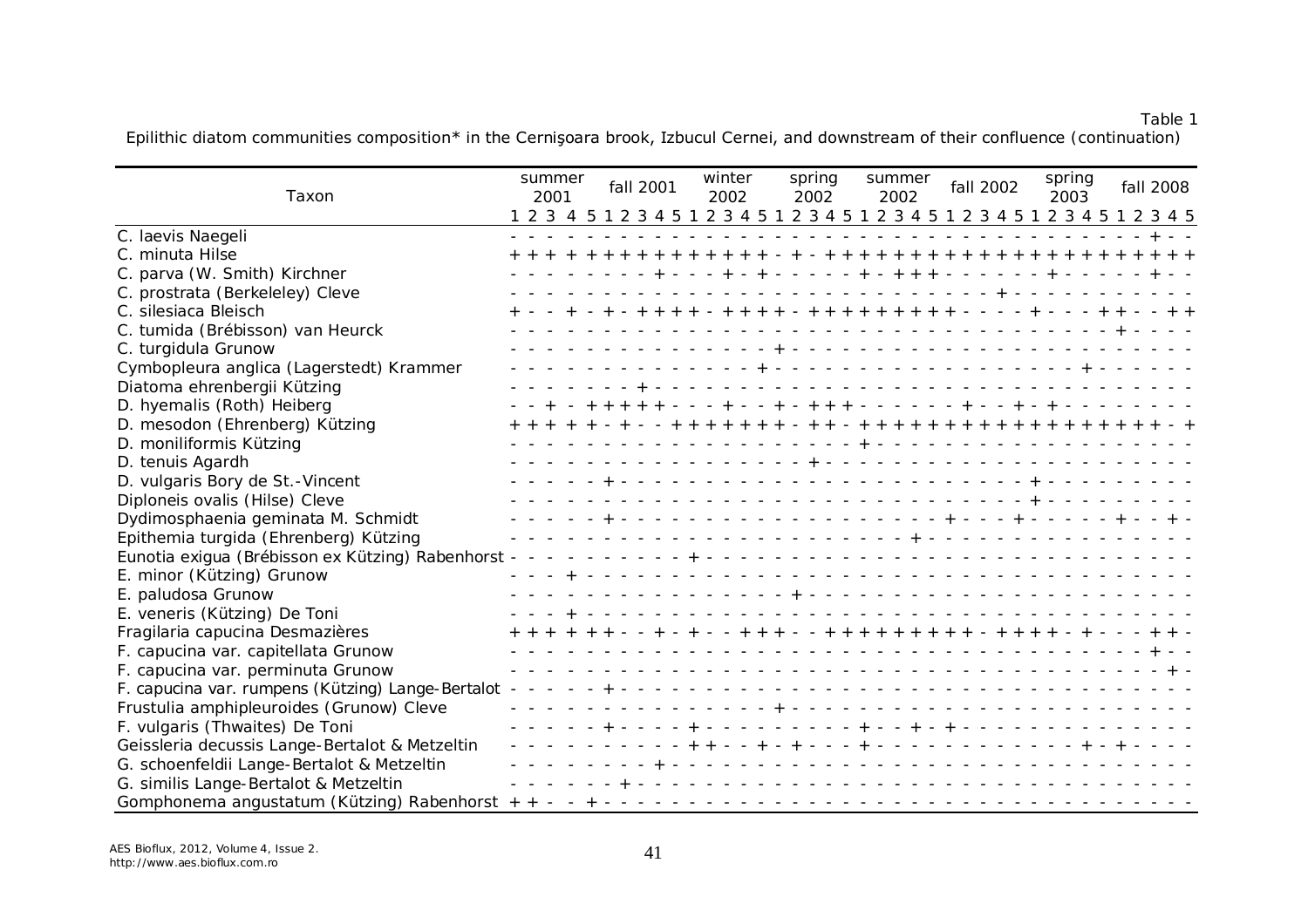Table 1

Epilithic diatom communities composition* in the Cernişoara brook, Izbucul Cernei, and downstream of their confluence (continuation)

| Taxon | summer 2001 | | | | | fall 2001 | | | | | winter 2002 | | | | | spring 2002 | | | | | summer 2002 | | | | | fall 2002 | | | | | spring 2003 | | | | | fall 2008 | | | | |
|---|---|---|---|---|---|---|---|---|---|---|---|---|---|---|---|---|---|---|---|---|---|---|---|---|---|---|---|---|---|---|---|---|---|---|---|---|---|---|---|---|
| | 1 | 2 | 3 | 4 | 5 | 1 | 2 | 3 | 4 | 5 | 1 | 2 | 3 | 4 | 5 | 1 | 2 | 3 | 4 | 5 | 1 | 2 | 3 | 4 | 5 | 1 | 2 | 3 | 4 | 5 | 1 | 2 | 3 | 4 | 5 | 1 | 2 | 3 | 4 | 5 |
| C. laevis Naegeli | - | - | - | - | - | - | - | - | - | - | - | - | - | - | - | - | - | - | - | - | - | - | - | - | - | - | - | - | - | - | - | - | - | - | - | - | - | + | - | - |
| C. minuta Hilse | + | + | + | + | + | + | + | + | + | + | + | + | + | + | + | - | + | - | + | + | + | + | + | + | + | + | + | + | + | + | + | + | + | + | + | + | + | + | + | + |
| C. parva (W. Smith) Kirchner | - | - | - | - | - | - | - | - | + | - | - | - | + | - | + | - | - | - | - | - | + | - | + | + | + | - | - | - | - | - | - | + | - | - | - | - | - | + | - | - |
| C. prostrata (Berkeleley) Cleve | - | - | - | - | - | - | - | - | - | - | - | - | - | - | - | - | - | - | - | - | - | - | - | - | - | - | - | - | + | - | - | - | - | - | - | - | - | - | - | - |
| C. silesiaca Bleisch | + | - | - | + | - | + | - | + | + | + | + | - | + | + | + | + | - | + | + | + | + | + | + | + | + | + | - | - | - | - | + | - | - | - | + | + | - | - | + | + |
| C. tumida (Brébisson) van Heurck | - | - | - | - | - | - | - | - | - | - | - | - | - | - | - | - | - | - | - | - | - | - | - | - | - | - | - | - | - | - | - | - | - | - | - | + | - | - | - | - |
| C. turgidula Grunow | - | - | - | - | - | - | - | - | - | - | - | - | - | - | - | + | - | - | - | - | - | - | - | - | - | - | - | - | - | - | - | - | - | - | - | - | - | - | - | - |
| Cymbopleura anglica (Lagerstedt) Krammer | - | - | - | - | - | - | - | - | - | - | - | - | - | - | + | - | - | - | - | - | - | - | - | - | - | - | - | - | - | - | - | - | - | + | - | - | - | - | - | - |
| Diatoma ehrenbergii Kützing | - | - | - | - | - | - | - | + | - | - | - | - | - | - | - | - | - | - | - | - | - | - | - | - | - | - | - | - | - | - | - | - | - | - | - | - | - | - | - | - |
| D. hyemalis (Roth) Heiberg | - | - | + | - | + | + | + | + | + | - | - | - | + | - | - | + | - | + | + | + | - | - | - | - | - | - | + | - | - | + | - | + | - | - | - | - | - | - | - | - |
| D. mesodon (Ehrenberg) Kützing | + | + | + | + | + | - | + | - | - | + | + | + | + | + | + | + | - | + | + | - | + | + | + | + | + | + | + | + | + | + | + | + | + | + | + | + | + | + | - | + |
| D. moniliformis Kützing | - | - | - | - | - | - | - | - | - | - | - | - | - | - | - | - | - | - | - | - | + | - | - | - | - | - | - | - | - | - | - | - | - | - | - | - | - | - | - | - |
| D. tenuis Agardh | - | - | - | - | - | - | - | - | - | - | - | - | - | - | - | - | - | + | - | - | - | - | - | - | - | - | - | - | - | - | - | - | - | - | - | - | - | - | - | - |
| D. vulgaris Bory de St.-Vincent | - | - | - | - | - | + | - | - | - | - | - | - | - | - | - | - | - | - | - | - | - | - | - | - | - | - | - | - | - | - | + | - | - | - | - | - | - | - | - | - |
| Diploneis ovalis (Hilse) Cleve | - | - | - | - | - | - | - | - | - | - | - | - | - | - | - | - | - | - | - | - | - | - | - | - | - | - | - | - | - | - | + | - | - | - | - | - | - | - | - | - |
| Dydimosphaenia geminata M. Schmidt | - | - | - | - | - | + | - | - | - | - | - | - | - | - | - | - | - | - | - | - | - | - | - | - | - | + | - | - | - | + | - | - | - | - | - | + | - | - | + | - |
| Epithemia turgida (Ehrenberg) Kützing | - | - | - | - | - | - | - | - | - | - | - | - | - | - | - | - | - | - | - | - | - | - | - | + | - | - | - | - | - | - | - | - | - | - | - | - | - | - | - | - |
| Eunotia exigua (Brébisson ex Kützing) Rabenhorst | - | - | - | - | - | - | - | - | - | - | + | - | - | - | - | - | - | - | - | - | - | - | - | - | - | - | - | - | - | - | - | - | - | - | - | - | - | - | - | - |
| E. minor (Kützing) Grunow | - | - | - | + | - | - | - | - | - | - | - | - | - | - | - | - | - | - | - | - | - | - | - | - | - | - | - | - | - | - | - | - | - | - | - | - | - | - | - | - |
| E. paludosa Grunow | - | - | - | - | - | - | - | - | - | - | - | - | - | - | - | - | + | - | - | - | - | - | - | - | - | - | - | - | - | - | - | - | - | - | - | - | - | - | - | - |
| E. veneris (Kützing) De Toni | - | - | - | + | - | - | - | - | - | - | - | - | - | - | - | - | - | - | - | - | - | - | - | - | - | - | - | - | - | - | - | - | - | - | - | - | - | - | - | - |
| Fragilaria capucina Desmazières | + | + | + | + | + | + | - | - | + | - | + | - | - | + | + | + | - | - | + | + | + | + | + | + | + | + | + | - | + | + | + | + | - | + | - | - | - | + | + | - |
| F. capucina var. capitellata Grunow | - | - | - | - | - | - | - | - | - | - | - | - | - | - | - | - | - | - | - | - | - | - | - | - | - | - | - | - | - | - | - | - | - | - | - | - | - | + | - | - |
| F. capucina var. perminuta Grunow | - | - | - | - | - | - | - | - | - | - | - | - | - | - | - | - | - | - | - | - | - | - | - | - | - | - | - | - | - | - | - | - | - | - | - | - | - | - | + | - |
| F. capucina var. rumpens (Kützing) Lange-Bertalot | - | - | - | - | - | + | - | - | - | - | - | - | - | - | - | - | - | - | - | - | - | - | - | - | - | - | - | - | - | - | - | - | - | - | - | - | - | - | - | - |
| Frustulia amphipleuroides (Grunow) Cleve | - | - | - | - | - | - | - | - | - | - | - | - | - | - | - | + | - | - | - | - | - | - | - | - | - | - | - | - | - | - | - | - | - | - | - | - | - | - | - | - |
| F. vulgaris (Thwaites) De Toni | - | - | - | - | - | + | - | - | - | - | + | - | - | - | - | - | - | - | - | - | + | - | - | + | - | + | - | - | - | - | - | - | - | - | - | - | - | - | - | - |
| Geissleria decussis Lange-Bertalot & Metzeltin | - | - | - | - | - | - | - | - | - | - | + | + | - | - | + | - | + | - | - | - | + | - | - | - | - | - | - | - | - | - | - | - | - | + | - | + | - | - | - | - |
| G. schoenfeldii Lange-Bertalot & Metzeltin | - | - | - | - | - | - | - | - | + | - | - | - | - | - | - | - | - | - | - | - | - | - | - | - | - | - | - | - | - | - | - | - | - | - | - | - | - | - | - | - |
| G. similis Lange-Bertalot & Metzeltin | - | - | - | - | - | - | + | - | - | - | - | - | - | - | - | - | - | - | - | - | - | - | - | - | - | - | - | - | - | - | - | - | - | - | - | - | - | - | - | - |
| Gomphonema angustatum (Kützing) Rabenhorst | + | + | - | - | + | - | - | - | - | - | - | - | - | - | - | - | - | - | - | - | - | - | - | - | - | - | - | - | - | - | - | - | - | - | - | - | - | - | - | - |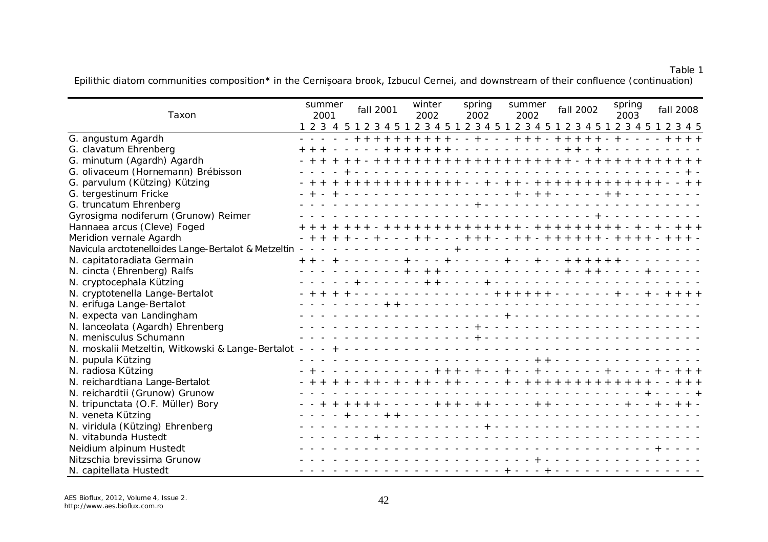Table 1

Epilithic diatom communities composition* in the Cernişoara brook, Izbucul Cernei, and downstream of their confluence (continuation)

| Taxon | summer 2001 | | | | | fall 2001 | | | | | winter 2002 | | | | | spring 2002 | | | | | summer 2002 | | | | | fall 2002 | | | | | spring 2003 | | | | | fall 2008 | | | | |
|---|---|---|---|---|---|---|---|---|---|---|---|---|---|---|---|---|---|---|---|---|---|---|---|---|---|---|---|---|---|---|---|---|---|---|---|---|---|---|---|---|
| | 1 | 2 | 3 | 4 | 5 | 1 | 2 | 3 | 4 | 5 | 1 | 2 | 3 | 4 | 5 | 1 | 2 | 3 | 4 | 5 | 1 | 2 | 3 | 4 | 5 | 1 | 2 | 3 | 4 | 5 | 1 | 2 | 3 | 4 | 5 | 1 | 2 | 3 | 4 | 5 |
| G. angustum Agardh | - | - | - | - | - | - | + | + | + | + | + | + | + | + | + | + | - | - | + | - | - | - | + | + | + | - | + | + | + | + | - | + | - | - | - | - | + | + | + | + |
| G. clavatum Ehrenberg | + | + | + | - | - | - | - | - | - | + | + | + | + | + | + | + | - | - | - | - | - | - | - | - | - | - | + | + | - | + | - | - | - | - | - | - | - | - | - | - |
| G. minutum (Agardh) Agardh | - | + | + | + | + | + | - | + | + | + | + | + | + | + | + | + | + | + | + | + | + | + | + | + | + | + | - | + | + | + | + | + | + | + | + | + | + | + | + | + |
| G. olivaceum (Hornemann) Brébisson | - | - | - | - | - | + | - | - | - | - | - | - | - | - | - | - | - | - | - | - | - | - | - | - | - | - | - | - | - | - | - | - | - | - | - | - | - | - | + | - |
| G. parvulum (Kützing) Kützing | - | + | + | + | + | + | + | + | + | + | + | + | + | + | + | + | - | - | + | - | + | + | - | + | + | + | + | + | + | + | + | + | + | + | + | + | - | - | + | + |
| G. tergestinum Fricke | - | + | - | + | - | - | - | - | - | - | - | - | - | - | - | - | - | - | - | - | - | + | - | + | + | - | - | - | - | - | + | + | - | - | - | - | - | - | - | - |
| G. truncatum Ehrenberg | - | - | - | - | - | - | - | - | - | - | - | - | - | - | - | - | - | - | + | - | - | - | - | - | - | - | - | - | - | - | - | - | - | - | - | - | - | - | - | - |
| Gyrosigma nodiferum (Grunow) Reimer | - | - | - | - | - | - | - | - | - | - | - | - | - | - | - | - | - | - | - | - | - | - | - | - | - | - | - | - | - | + | - | - | - | - | - | - | - | - | - | - |
| Hannaea arcus (Cleve) Foged | + | + | + | + | + | + | + | + | - | + | + | + | + | + | + | + | + | + | + | + | + | + | + | + | - | + | + | + | + | + | + | + | - | + | - | + | - | + | + | + |
| Meridion vernale Agardh | - | + | + | + | + | - | - | + | - | - | - | + | + | - | - | - | + | + | + | - | - | + | + | - | + | + | + | + | + | + | - | + | + | + | + | - | + | + | + | - |
| Navicula arctotenelloides Lange-Bertalot & Metzeltin | - | - | - | - | - | - | - | - | - | - | - | - | - | - | - | - | + | - | - | - | - | - | - | - | - | - | - | - | - | - | - | - | - | - | - | - | - | - | - | - |
| N. capitatoradiata Germain | + | + | - | + | - | - | - | - | - | - | - | + | - | - | - | + | - | - | - | - | - | + | - | - | + | - | - | + | + | + | + | + | + | - | - | - | - | - | - | - |
| N. cincta (Ehrenberg) Ralfs | - | - | - | - | - | - | - | - | - | - | - | + | - | + | + | - | - | - | - | - | - | - | - | - | - | - | + | - | + | + | - | - | - | - | + | - | - | - | - | - |
| N. cryptocephala Kützing | - | - | - | - | - | - | + | - | - | - | - | - | - | + | + | - | - | - | - | + | - | - | - | - | - | - | - | - | - | - | - | - | - | - | - | - | - | - | - | - |
| N. cryptotenella Lange-Bertalot | - | + | + | + | + | - | - | - | - | - | - | - | - | - | - | - | - | - | - | - | + | + | + | + | + | + | - | - | - | - | - | + | - | - | + | - | + | + | + | + |
| N. erifuga Lange-Bertalot | - | - | - | - | - | - | - | - | - | + | + | - | - | - | - | - | - | - | - | - | - | - | - | - | - | - | - | - | - | - | - | - | - | - | - | - | - | - | - | - |
| N. expecta van Landingham | - | - | - | - | - | - | - | - | - | - | - | - | - | - | - | - | - | - | - | - | + | - | - | - | - | - | - | - | - | - | - | - | - | - | - | - | - | - | - | - |
| N. lanceolata (Agardh) Ehrenberg | - | - | - | - | - | - | - | - | - | - | - | - | - | - | - | - | - | - | + | - | - | - | - | - | - | - | - | - | - | - | - | - | - | - | - | - | - | - | - | - |
| N. menisculus Schumann | - | - | - | - | - | - | - | - | - | - | - | - | - | - | - | - | - | - | + | - | - | - | - | - | - | - | - | - | - | - | - | - | - | - | - | - | - | - | - | - |
| N. moskalii Metzeltin, Witkowski & Lange-Bertalot | - | - | - | + | - | - | - | - | - | - | - | - | - | - | - | - | - | - | - | - | - | - | - | - | - | - | - | - | - | - | - | - | - | - | - | - | - | - | - | - |
| N. pupula Kützing | - | - | - | - | - | - | - | - | - | - | - | - | - | - | - | - | - | - | - | - | - | - | - | + | + | - | - | - | - | - | - | - | - | - | - | - | - | - | - | - |
| N. radiosa Kützing | - | + | - | - | - | - | - | - | - | - | - | - | - | - | + | + | + | - | + | - | - | + | - | - | + | - | - | - | - | - | + | - | - | - | - | + | - | + | + | + |
| N. reichardtiana Lange-Bertalot | - | + | + | + | + | - | + | + | - | + | - | + | + | - | + | + | - | - | - | - | + | - | + | + | + | + | + | + | + | + | + | + | + | + | + | - | - | + | + | + |
| N. reichardtii (Grunow) Grunow | - | - | - | - | - | - | - | - | - | - | - | - | - | - | - | - | - | - | - | - | - | - | - | - | - | - | - | - | - | - | - | - | - | - | + | - | - | - | - | + |
| N. tripunctata (O.F. Müller) Bory | - | - | + | + | + | + | + | + | - | - | - | - | - | + | + | + | - | + | + | - | - | - | - | + | + | - | - | - | - | - | - | - | + | - | - | + | - | + | + | - |
| N. veneta Kützing | - | - | - | - | - | + | - | - | - | + | + | - | - | - | - | - | - | - | - | - | - | - | - | - | - | - | - | - | - | - | - | - | - | - | - | - | - | - | - | - |
| N. viridula (Kützing) Ehrenberg | - | - | - | - | - | - | - | - | - | - | - | - | - | - | - | - | - | - | - | + | - | - | - | - | - | - | - | - | - | - | - | - | - | - | - | - | - | - | - | - |
| N. vitabunda Hustedt | - | - | - | - | - | - | - | - | + | - | - | - | - | - | - | - | - | - | - | - | - | - | - | - | - | - | - | - | - | - | - | - | - | - | - | - | - | - | - | - |
| Neidium alpinum Hustedt | - | - | - | - | - | - | - | - | - | - | - | - | - | - | - | - | - | - | - | - | - | - | - | - | - | - | - | - | - | - | - | - | - | - | - | + | - | - | - | - |
| Nitzschia brevissima Grunow | - | - | - | - | - | - | - | - | - | - | - | - | - | - | - | - | - | - | - | - | - | - | - | + | - | - | - | - | - | - | - | - | - | - | - | - | - | - | - | - |
| N. capitellata Hustedt | - | - | - | - | - | - | - | - | - | - | - | - | - | - | - | - | - | - | - | - | + | - | - | - | + | - | - | - | - | - | - | - | - | - | - | - | - | - | - | - |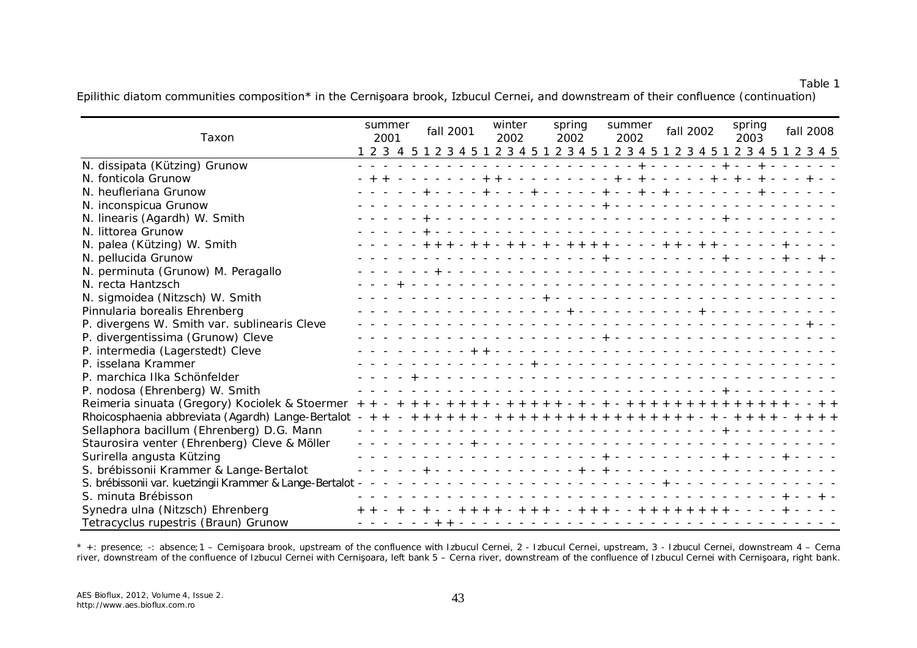Table 1

Epilithic diatom communities composition* in the Cernişoara brook, Izbucul Cernei, and downstream of their confluence (continuation)

| Taxon | summer 2001 | | | | | fall 2001 | | | | | winter 2002 | | | | | spring 2002 | | | | | summer 2002 | | | | | fall 2002 | | | | | spring 2003 | | | | | fall 2008 | | | | |
|---|---|---|---|---|---|---|---|---|---|---|---|---|---|---|---|---|---|---|---|---|---|---|---|---|---|---|---|---|---|---|---|---|---|---|---|---|---|---|---|---|
| | 1 | 2 | 3 | 4 | 5 | 1 | 2 | 3 | 4 | 5 | 1 | 2 | 3 | 4 | 5 | 1 | 2 | 3 | 4 | 5 | 1 | 2 | 3 | 4 | 5 | 1 | 2 | 3 | 4 | 5 | 1 | 2 | 3 | 4 | 5 | 1 | 2 | 3 | 4 | 5 |
| N. dissipata (Kützing) Grunow | - | - | - | - | - | - | - | - | - | - | - | - | - | - | - | - | - | - | - | - | - | - | - | + | - | - | - | - | - | - | + | - | - | + | - | - | - | - | - | - |
| N. fonticola Grunow | - | + | + | - | - | - | - | - | - | - | + | + | - | - | - | - | - | - | - | - | - | + | - | + | - | - | - | - | - | + | - | + | - | + | - | - | - | + | - | - |
| N. heufleriana Grunow | - | - | - | - | - | + | - | - | - | - | + | - | - | - | + | - | - | - | - | - | + | - | - | + | - | + | - | - | - | - | - | - | - | + | - | - | - | - | - | - |
| N. inconspicua Grunow | - | - | - | - | - | - | - | - | - | - | - | - | - | - | - | - | - | - | - | - | + | - | - | - | - | - | - | - | - | - | - | - | - | - | - | - | - | - | - | - |
| N. linearis (Agardh) W. Smith | - | - | - | - | - | + | - | - | - | - | - | - | - | - | - | - | - | - | - | - | - | - | - | - | - | - | - | - | - | - | + | - | - | - | - | - | - | - | - | - |
| N. littorea Grunow | - | - | - | - | - | + | - | - | - | - | - | - | - | - | - | - | - | - | - | - | - | - | - | - | - | - | - | - | - | - | - | - | - | - | - | - | - | - | - | - |
| N. palea (Kützing) W. Smith | - | - | - | - | - | - | + | + | + | - | + | + | - | + | + | - | + | - | + | + | + | + | - | - | - | + | + | - | + | + | - | - | - | - | - | + | - | - | - | - |
| N. pellucida Grunow | - | - | - | - | - | - | - | - | - | - | - | - | - | - | - | - | - | - | - | - | + | - | - | - | - | - | - | - | - | - | + | - | - | - | - | + | - | - | + | - |
| N. perminuta (Grunow) M. Peragallo | - | - | - | - | - | - | + | - | - | - | - | - | - | - | - | - | - | - | - | - | - | - | - | - | - | - | - | - | - | - | - | - | - | - | - | - | - | - | - | - |
| N. recta Hantzsch | - | - | - | + | - | - | - | - | - | - | - | - | - | - | - | - | - | - | - | - | - | - | - | - | - | - | - | - | - | - | - | - | - | - | - | - | - | - | - | - |
| N. sigmoidea (Nitzsch) W. Smith | - | - | - | - | - | - | - | - | - | - | - | - | - | - | - | + | - | - | - | - | - | - | - | - | - | - | - | - | - | - | - | - | - | - | - | - | - | - | - | - |
| Pinnularia borealis Ehrenberg | - | - | - | - | - | - | - | - | - | - | - | - | - | - | - | - | - | + | - | - | - | - | - | - | - | - | - | - | + | - | - | - | - | - | - | - | - | - | - | - |
| P. divergens W. Smith var. sublinearis Cleve | - | - | - | - | - | - | - | - | - | - | - | - | - | - | - | - | - | - | - | - | - | - | - | - | - | - | - | - | - | - | - | - | - | - | - | - | - | + | - | - |
| P. divergentissima (Grunow) Cleve | - | - | - | - | - | - | - | - | - | - | - | - | - | - | - | - | - | - | - | - | + | - | - | - | - | - | - | - | - | - | - | - | - | - | - | - | - | - | - | - |
| P. intermedia (Lagerstedt) Cleve | - | - | - | - | - | - | - | - | - | + | + | - | - | - | - | - | - | - | - | - | - | - | - | - | - | - | - | - | - | - | - | - | - | - | - | - | - | - | - | - |
| P. isselana Krammer | - | - | - | - | - | - | - | - | - | - | - | - | - | - | + | - | - | - | - | - | - | - | - | - | - | - | - | - | - | - | - | - | - | - | - | - | - | - | - | - |
| P. marchica Ilka Schönfelder | - | - | - | - | + | - | - | - | - | - | - | - | - | - | - | - | - | - | - | - | - | - | - | - | - | - | - | - | - | - | - | - | - | - | - | - | - | - | - | - |
| P. nodosa (Ehrenberg) W. Smith | - | - | - | - | - | - | - | - | - | - | - | - | - | - | - | - | - | - | - | - | - | - | - | - | - | - | - | - | - | - | + | - | - | - | - | - | - | - | - | - |
| Reimeria sinuata (Gregory) Kociolek & Stoermer | + | + | - | + | + | + | - | + | + | + | + | + | - | + | + | + | + | + | - | + | - | + | - | + | + | + | + | + | + | + | + | + | + | + | + | + | - | - | + | + |
| Rhoicosphaenia abbreviata (Agardh) Lange-Bertalot | - | + | + | - | + | + | + | + | + | + | - | + | + | + | + | + | + | + | + | + | + | + | + | + | + | + | + | + | - | + | - | + | + | + | + | - | + | + | + | + |
| Sellaphora bacillum (Ehrenberg) D.G. Mann | - | - | - | - | - | - | - | - | - | - | - | - | - | - | - | - | - | - | - | - | - | - | - | - | - | - | - | - | - | - | + | - | - | - | - | - | - | - | - | - |
| Staurosira venter (Ehrenberg) Cleve & Möller | - | - | - | - | - | - | - | - | - | + | - | - | - | - | - | - | - | - | - | - | - | - | - | - | - | - | - | - | - | - | - | - | - | - | - | - | - | - | - | - |
| Surirella angusta Kützing | - | - | - | - | - | - | - | - | - | - | - | - | - | - | - | - | - | - | - | - | + | - | - | - | - | - | - | - | - | - | + | - | - | - | - | + | - | - | - | - |
| S. brébissonii Krammer & Lange-Bertalot | - | - | - | - | - | + | - | - | - | - | - | - | - | - | - | - | - | - | + | - | + | - | - | - | - | - | - | - | - | - | - | - | - | - | - | - | - | - | - | - |
| S. brébissonii var. kuetzingii Krammer & Lange-Bertalot | - | - | - | - | - | - | - | - | - | - | - | - | - | - | - | - | - | - | - | - | - | - | - | - | - | + | - | - | - | - | - | - | - | - | - | - | - | - | - | - |
| S. minuta Brébisson | - | - | - | - | - | - | - | - | - | - | - | - | - | - | - | - | - | - | - | - | - | - | - | - | - | - | - | - | - | - | - | - | - | - | - | + | - | - | + | - |
| Synedra ulna (Nitzsch) Ehrenberg | + | + | - | + | - | + | - | + | + | + | + | - | + | + | + | - | - | + | + | + | - | - | + | + | + | + | + | + | + | + | - | - | - | - | - | + | - | - | - | - |
| Tetracyclus rupestris (Braun) Grunow | - | - | - | - | - | - | + | + | - | - | - | - | - | - | - | - | - | - | - | - | - | - | - | - | - | - | - | - | - | - | - | - | - | - | - | - | - | - | - | - |

\* +: presence; -: absence; 1 – Cernişoara brook, upstream of the confluence with Izbucul Cernei, 2 - Izbucul Cernei, upstream, 3 - Izbucul Cernei, downstream 4 – Cerna river, downstream of the confluence of Izbucul Cernei with Cernişoara, left bank 5 – Cerna river, downstream of the confluence of Izbucul Cernei with Cernişoara, right bank.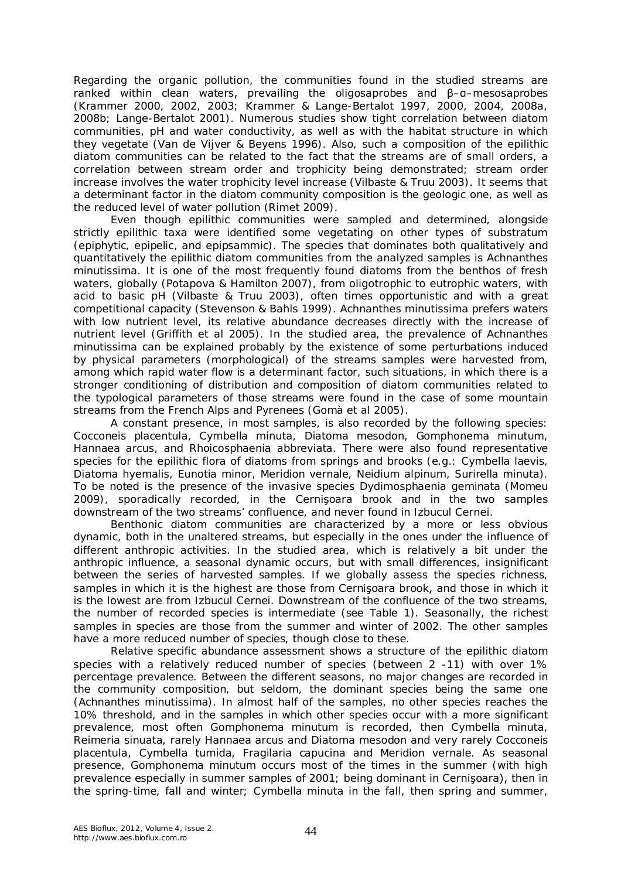Regarding the organic pollution, the communities found in the studied streams are ranked within clean waters, prevailing the oligosaprobes and β–α–mesosaprobes (Krammer 2000, 2002, 2003; Krammer & Lange-Bertalot 1997, 2000, 2004, 2008a, 2008b; Lange-Bertalot 2001). Numerous studies show tight correlation between diatom communities, pH and water conductivity, as well as with the habitat structure in which they vegetate (Van de Vijver & Beyens 1996). Also, such a composition of the epilithic diatom communities can be related to the fact that the streams are of small orders, a correlation between stream order and trophicity being demonstrated; stream order increase involves the water trophicity level increase (Vilbaste & Truu 2003). It seems that a determinant factor in the diatom community composition is the geologic one, as well as the reduced level of water pollution (Rimet 2009).

Even though epilithic communities were sampled and determined, alongside strictly epilithic taxa were identified some vegetating on other types of substratum (epiphytic, epipelic, and epipsammic). The species that dominates both qualitatively and quantitatively the epilithic diatom communities from the analyzed samples is *Achnanthes minutissima*. It is one of the most frequently found diatoms from the benthos of fresh waters, globally (Potapova & Hamilton 2007), from oligotrophic to eutrophic waters, with acid to basic pH (Vilbaste & Truu 2003), often times opportunistic and with a great competitional capacity (Stevenson & Bahls 1999). *Achnanthes minutissima* prefers waters with low nutrient level, its relative abundance decreases directly with the increase of nutrient level (Griffith et al 2005). In the studied area, the prevalence of *Achnanthes minutissima* can be explained probably by the existence of some perturbations induced by physical parameters (morphological) of the streams samples were harvested from, among which rapid water flow is a determinant factor, such situations, in which there is a stronger conditioning of distribution and composition of diatom communities related to the typological parameters of those streams were found in the case of some mountain streams from the French Alps and Pyrenees (Gomà et al 2005).

A constant presence, in most samples, is also recorded by the following species: *Cocconeis placentula*, *Cymbella minuta*, *Diatoma mesodon*, *Gomphonema minutum*, *Hannaea arcus*, and *Rhoicosphaenia abbreviata*. There were also found representative species for the epilithic flora of diatoms from springs and brooks (e.g.: *Cymbella laevis*, *Diatoma hyemalis*, *Eunotia minor*, *Meridion vernale*, *Neidium alpinum*, *Surirella minuta*). To be noted is the presence of the invasive species *Dydimosphaenia geminata* (Momeu 2009), sporadically recorded, in the Cernişoara brook and in the two samples downstream of the two streams' confluence, and never found in Izbucul Cernei.

Benthonic diatom communities are characterized by a more or less obvious dynamic, both in the unaltered streams, but especially in the ones under the influence of different anthropic activities. In the studied area, which is relatively a bit under the anthropic influence, a seasonal dynamic occurs, but with small differences, insignificant between the series of harvested samples. If we globally assess the species richness, samples in which it is the highest are those from Cernişoara brook, and those in which it is the lowest are from Izbucul Cernei. Downstream of the confluence of the two streams, the number of recorded species is intermediate (see Table 1). Seasonally, the richest samples in species are those from the summer and winter of 2002. The other samples have a more reduced number of species, though close to these.

Relative specific abundance assessment shows a structure of the epilithic diatom species with a relatively reduced number of species (between 2 -11) with over 1% percentage prevalence. Between the different seasons, no major changes are recorded in the community composition, but seldom, the dominant species being the same one (*Achnanthes minutissima*). In almost half of the samples, no other species reaches the 10% threshold, and in the samples in which other species occur with a more significant prevalence, most often *Gomphonema minutum* is recorded, then *Cymbella minuta*, *Reimeria sinuata*, rarely *Hannaea arcus* and *Diatoma mesodon* and very rarely *Cocconeis placentula*, *Cymbella tumida*, *Fragilaria capucina* and *Meridion vernale*. As seasonal presence, *Gomphonema minutum* occurs most of the times in the summer (with high prevalence especially in summer samples of 2001; being dominant in Cernişoara), then in the spring-time, fall and winter; *Cymbella minuta* in the fall, then spring and summer,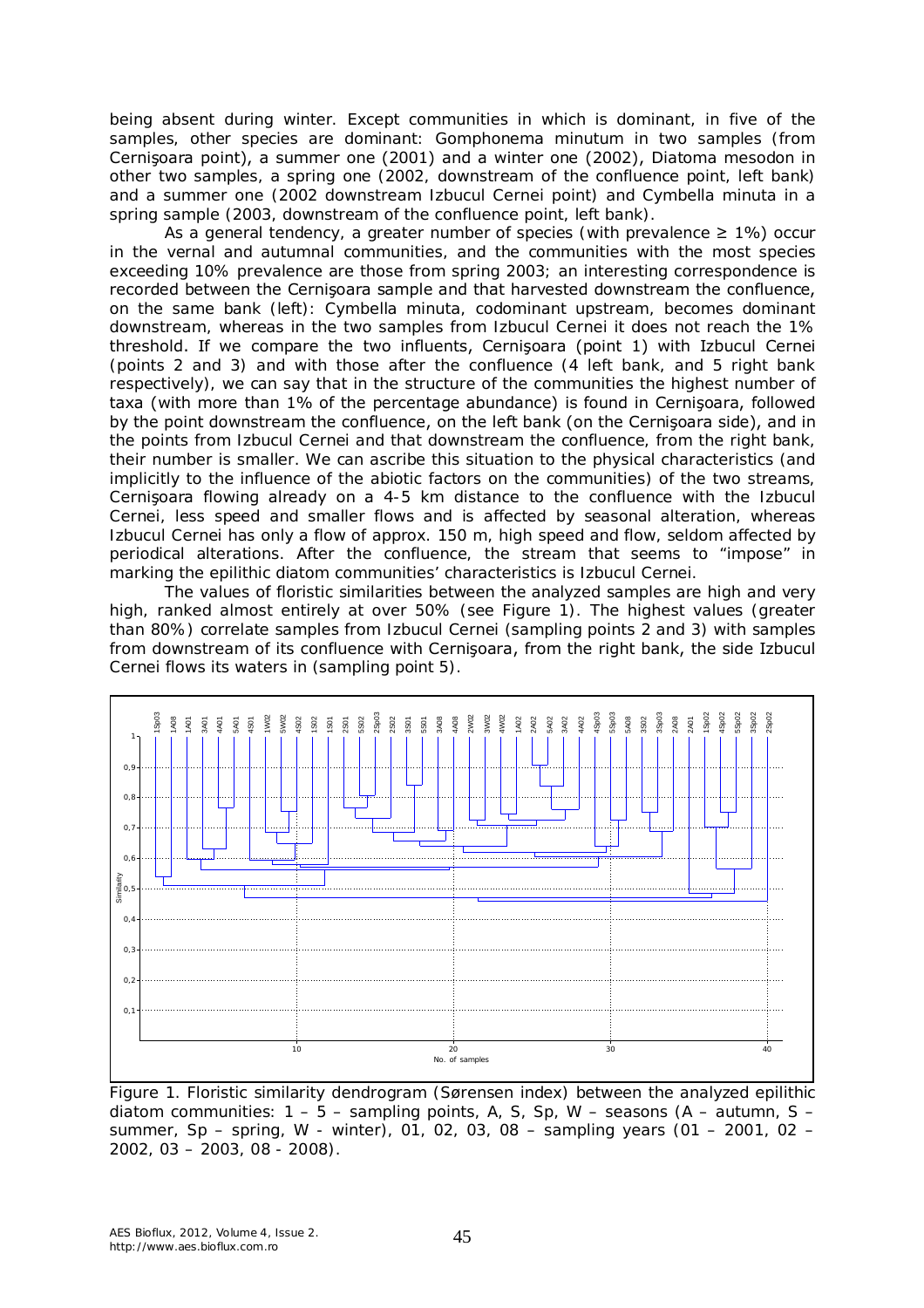being absent during winter. Except communities in which is dominant, in five of the samples, other species are dominant: Gomphonema minutum in two samples (from Cernişoara point), a summer one (2001) and a winter one (2002), Diatoma mesodon in other two samples, a spring one (2002, downstream of the confluence point, left bank) and a summer one (2002 downstream Izbucul Cernei point) and Cymbella minuta in a spring sample (2003, downstream of the confluence point, left bank).

As a general tendency, a greater number of species (with prevalence ≥ 1%) occur in the vernal and autumnal communities, and the communities with the most species exceeding 10% prevalence are those from spring 2003; an interesting correspondence is recorded between the Cernişoara sample and that harvested downstream the confluence, on the same bank (left): Cymbella minuta, codominant upstream, becomes dominant downstream, whereas in the two samples from Izbucul Cernei it does not reach the 1% threshold. If we compare the two influents, Cernişoara (point 1) with Izbucul Cernei (points 2 and 3) and with those after the confluence (4 left bank, and 5 right bank respectively), we can say that in the structure of the communities the highest number of taxa (with more than 1% of the percentage abundance) is found in Cernişoara, followed by the point downstream the confluence, on the left bank (on the Cernişoara side), and in the points from Izbucul Cernei and that downstream the confluence, from the right bank, their number is smaller. We can ascribe this situation to the physical characteristics (and implicitly to the influence of the abiotic factors on the communities) of the two streams, Cernişoara flowing already on a 4-5 km distance to the confluence with the Izbucul Cernei, less speed and smaller flows and is affected by seasonal alteration, whereas Izbucul Cernei has only a flow of approx. 150 m, high speed and flow, seldom affected by periodical alterations. After the confluence, the stream that seems to "impose" in marking the epilithic diatom communities' characteristics is Izbucul Cernei.

The values of floristic similarities between the analyzed samples are high and very high, ranked almost entirely at over 50% (see Figure 1). The highest values (greater than 80%) correlate samples from Izbucul Cernei (sampling points 2 and 3) with samples from downstream of its confluence with Cernişoara, from the right bank, the side Izbucul Cernei flows its waters in (sampling point 5).

1SpO3 1A08 1AO1 3AO1 4AO1 5AO1 4SO1 1WO2 5WO2 4SO2 1SO2 1SO1 2SO1 5SO2 2SpO3 2SO2 3SO1 5SO1 3A08 4A08 2WO2 3WO2 4WO2 1AO2 2AO2 5AO2 3AO2 4AO2 4SpO3 5SpO3 5A08 3SO2 3SpO3 2A08 2AO1 1SpO2 4SpO2 5SpO2 3SpO2 2SpO2

Similarity

1
0,9
0,8
0,7
0,6
0,5
0,4
0,3
0,2
0,1

10
20
30
40

No. of samples

Figure 1. Floristic similarity dendrogram (Sørensen index) between the analyzed epilithic diatom communities: 1 – 5 – sampling points, A, S, Sp, W – seasons (A – autumn, S – summer, Sp – spring, W - winter), 01, 02, 03, 08 – sampling years (01 – 2001, 02 – 2002, 03 – 2003, 08 - 2008).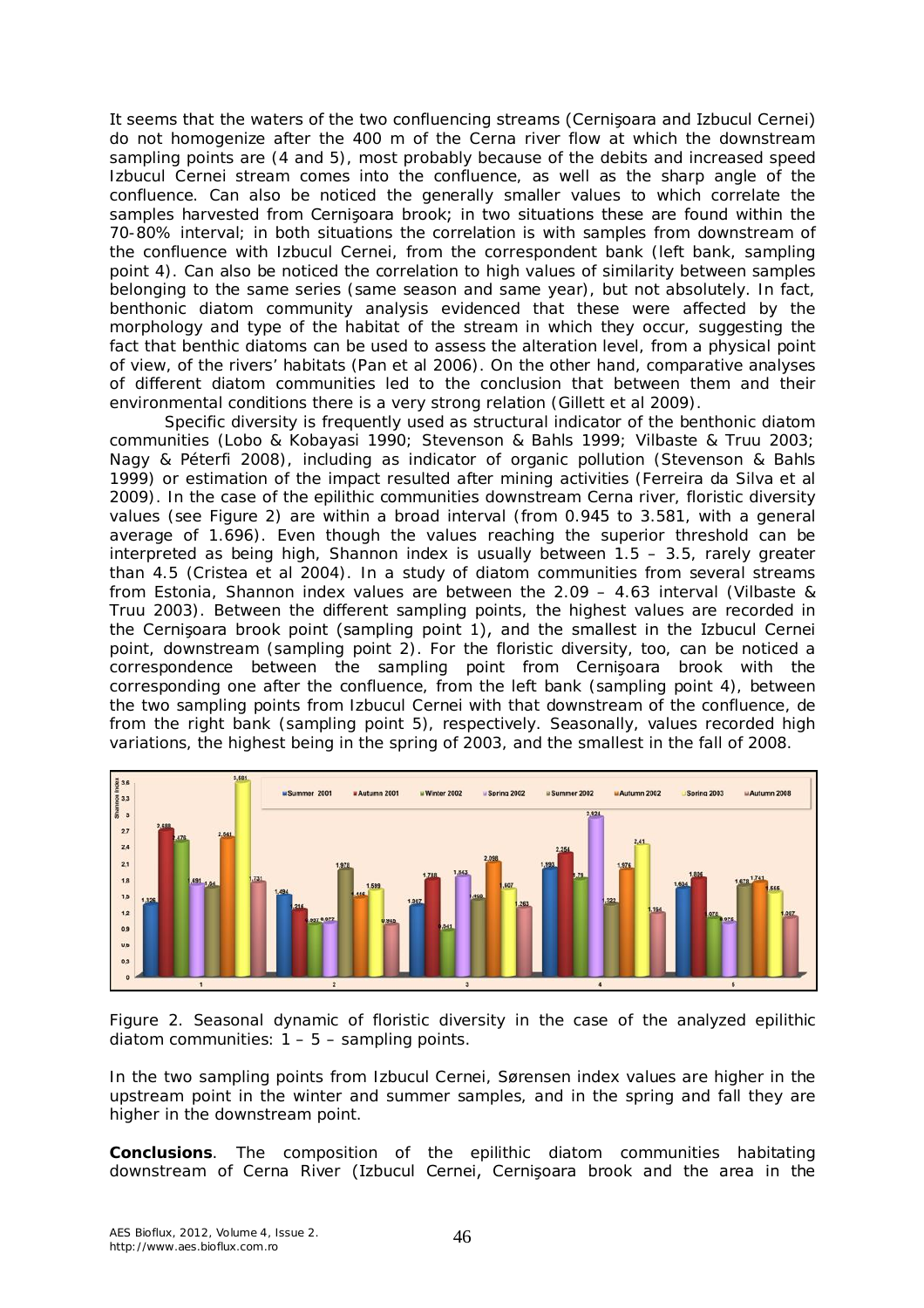It seems that the waters of the two confluencing streams (Cernişoara and Izbucul Cernei) do not homogenize after the 400 m of the Cerna river flow at which the downstream sampling points are (4 and 5), most probably because of the debits and increased speed Izbucul Cernei stream comes into the confluence, as well as the sharp angle of the confluence. Can also be noticed the generally smaller values to which correlate the samples harvested from Cernişoara brook; in two situations these are found within the 70-80% interval; in both situations the correlation is with samples from downstream of the confluence with Izbucul Cernei, from the correspondent bank (left bank, sampling point 4). Can also be noticed the correlation to high values of similarity between samples belonging to the same series (same season and same year), but not absolutely. In fact, benthonic diatom community analysis evidenced that these were affected by the morphology and type of the habitat of the stream in which they occur, suggesting the fact that benthic diatoms can be used to assess the alteration level, from a physical point of view, of the rivers' habitats (Pan et al 2006). On the other hand, comparative analyses of different diatom communities led to the conclusion that between them and their environmental conditions there is a very strong relation (Gillett et al 2009).

Specific diversity is frequently used as structural indicator of the benthonic diatom communities (Lobo & Kobayasi 1990; Stevenson & Bahls 1999; Vilbaste & Truu 2003; Nagy & Péterfi 2008), including as indicator of organic pollution (Stevenson & Bahls 1999) or estimation of the impact resulted after mining activities (Ferreira da Silva et al 2009). In the case of the epilithic communities downstream Cerna river, floristic diversity values (see Figure 2) are within a broad interval (from 0.945 to 3.581, with a general average of 1.696). Even though the values reaching the superior threshold can be interpreted as being high, Shannon index is usually between 1.5 – 3.5, rarely greater than 4.5 (Cristea et al 2004). In a study of diatom communities from several streams from Estonia, Shannon index values are between the 2.09 – 4.63 interval (Vilbaste & Truu 2003). Between the different sampling points, the highest values are recorded in the Cernişoara brook point (sampling point 1), and the smallest in the Izbucul Cernei point, downstream (sampling point 2). For the floristic diversity, too, can be noticed a correspondence between the sampling point from Cernişoara brook with the corresponding one after the confluence, from the left bank (sampling point 4), between the two sampling points from Izbucul Cernei with that downstream of the confluence, de from the right bank (sampling point 5), respectively. Seasonally, values recorded high variations, the highest being in the spring of 2003, and the smallest in the fall of 2008.

Shannon index
3.6
3.3
3
2.7
2.4
2.1
1.8
1.5
1.2
0.9
0.6
0.3
0

Summer 2001 Autumn 2001 Winter 2002 Spring 2002 Summer 2002 Autumn 2002 Spring 2003 Autumn 2008

1.326 2.688 2.478 1.691 1.64 2.541 3.581 1.731
1.494 1.216 0.997 0.972 1.978 1.416 1.599 0.945
1.307 1.788 0.941 1.843 1.409 2.098 1.607 1.263
1.993 2.254 1.79 2.924 1.322 1.976 2.41 1.164
1.634 1.806 1.070 0.975 1.678 1.741 1.565 1.067

1 2 3 4 5

Figure 2. Seasonal dynamic of floristic diversity in the case of the analyzed epilithic diatom communities: 1 – 5 – sampling points.

In the two sampling points from Izbucul Cernei, Sørensen index values are higher in the upstream point in the winter and summer samples, and in the spring and fall they are higher in the downstream point.

**Conclusions**. The composition of the epilithic diatom communities habitating downstream of Cerna River (Izbucul Cernei, Cernişoara brook and the area in the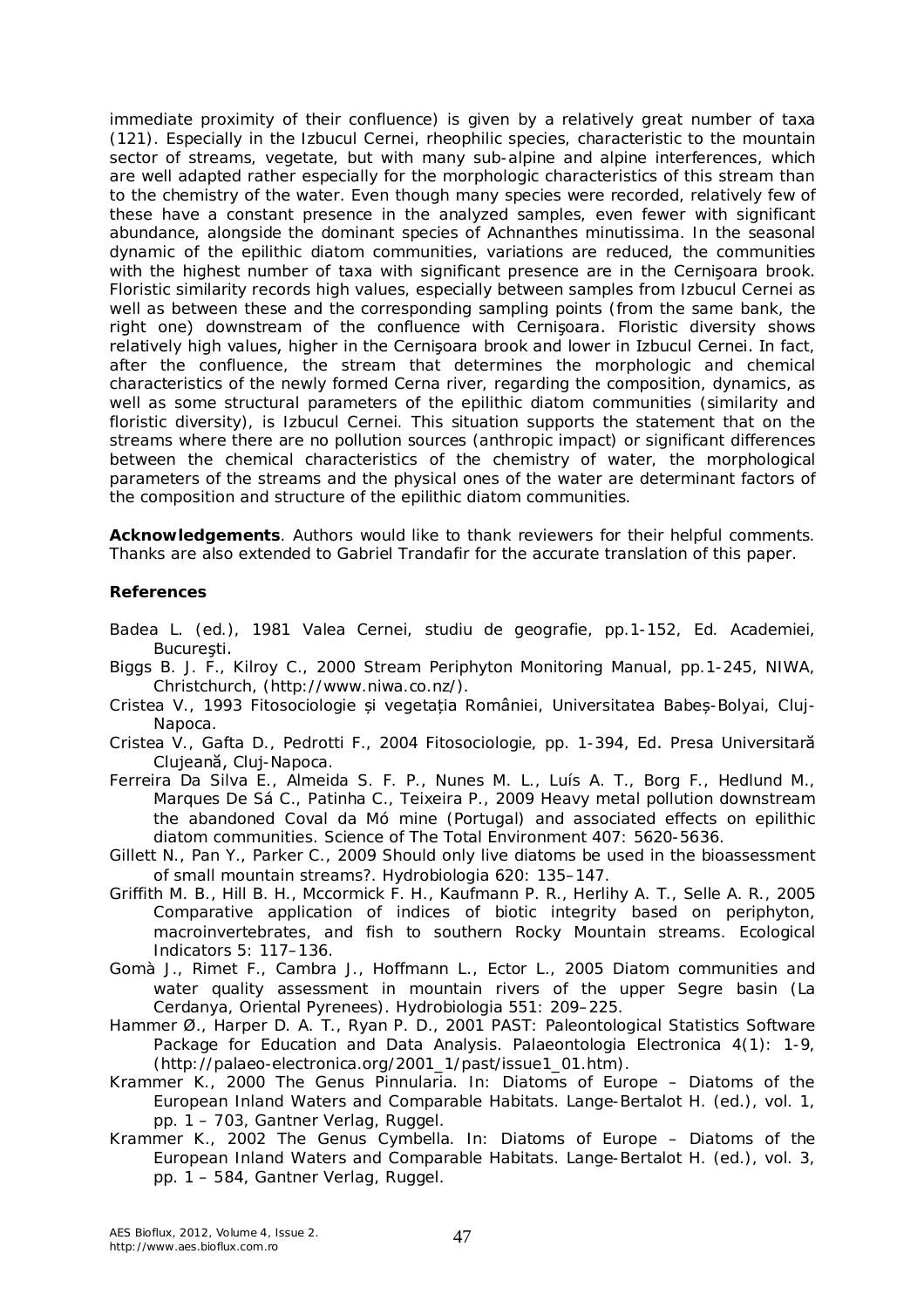immediate proximity of their confluence) is given by a relatively great number of taxa (121). Especially in the Izbucul Cernei, rheophilic species, characteristic to the mountain sector of streams, vegetate, but with many sub-alpine and alpine interferences, which are well adapted rather especially for the morphologic characteristics of this stream than to the chemistry of the water. Even though many species were recorded, relatively few of these have a constant presence in the analyzed samples, even fewer with significant abundance, alongside the dominant species of Achnanthes minutissima. In the seasonal dynamic of the epilithic diatom communities, variations are reduced, the communities with the highest number of taxa with significant presence are in the Cernişoara brook. Floristic similarity records high values, especially between samples from Izbucul Cernei as well as between these and the corresponding sampling points (from the same bank, the right one) downstream of the confluence with Cernişoara. Floristic diversity shows relatively high values, higher in the Cernişoara brook and lower in Izbucul Cernei. In fact, after the confluence, the stream that determines the morphologic and chemical characteristics of the newly formed Cerna river, regarding the composition, dynamics, as well as some structural parameters of the epilithic diatom communities (similarity and floristic diversity), is Izbucul Cernei. This situation supports the statement that on the streams where there are no pollution sources (anthropic impact) or significant differences between the chemical characteristics of the chemistry of water, the morphological parameters of the streams and the physical ones of the water are determinant factors of the composition and structure of the epilithic diatom communities.

**Acknowledgements**. Authors would like to thank reviewers for their helpful comments. Thanks are also extended to Gabriel Trandafir for the accurate translation of this paper.

**References**

Badea L. (ed.), 1981 Valea Cernei, studiu de geografie, pp.1-152, Ed. Academiei, Bucureşti.

Biggs B. J. F., Kilroy C., 2000 Stream Periphyton Monitoring Manual, pp.1-245, NIWA, Christchurch, (http://www.niwa.co.nz/).

Cristea V., 1993 Fitosociologie și vegetația României, Universitatea Babeș-Bolyai, Cluj-Napoca.

Cristea V., Gafta D., Pedrotti F., 2004 Fitosociologie, pp. 1-394, Ed. Presa Universitară Clujeană, Cluj-Napoca.

Ferreira Da Silva E., Almeida S. F. P., Nunes M. L., Luís A. T., Borg F., Hedlund M., Marques De Sá C., Patinha C., Teixeira P., 2009 Heavy metal pollution downstream the abandoned Coval da Mó mine (Portugal) and associated effects on epilithic diatom communities. Science of The Total Environment 407: 5620-5636.

Gillett N., Pan Y., Parker C., 2009 Should only live diatoms be used in the bioassessment of small mountain streams?. Hydrobiologia 620: 135–147.

Griffith M. B., Hill B. H., Mccormick F. H., Kaufmann P. R., Herlihy A. T., Selle A. R., 2005 Comparative application of indices of biotic integrity based on periphyton, macroinvertebrates, and fish to southern Rocky Mountain streams. Ecological Indicators 5: 117–136.

Gomà J., Rimet F., Cambra J., Hoffmann L., Ector L., 2005 Diatom communities and water quality assessment in mountain rivers of the upper Segre basin (La Cerdanya, Oriental Pyrenees). Hydrobiologia 551: 209–225.

Hammer Ø., Harper D. A. T., Ryan P. D., 2001 PAST: Paleontological Statistics Software Package for Education and Data Analysis. Palaeontologia Electronica 4(1): 1-9, (http://palaeo-electronica.org/2001_1/past/issue1_01.htm).

Krammer K., 2000 The Genus Pinnularia. In: Diatoms of Europe – Diatoms of the European Inland Waters and Comparable Habitats. Lange-Bertalot H. (ed.), vol. 1, pp. 1 – 703, Gantner Verlag, Ruggel.

Krammer K., 2002 The Genus Cymbella. In: Diatoms of Europe – Diatoms of the European Inland Waters and Comparable Habitats. Lange-Bertalot H. (ed.), vol. 3, pp. 1 – 584, Gantner Verlag, Ruggel.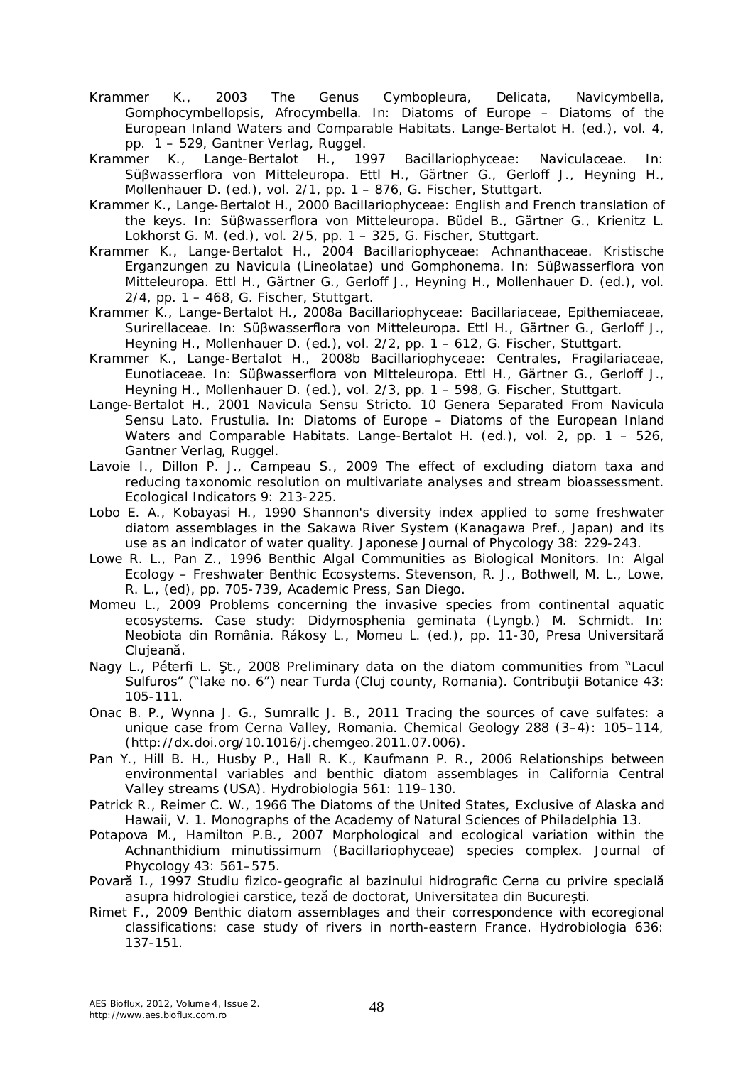Krammer K., 2003 The Genus Cymbopleura, Delicata, Navicymbella, Gomphocymbellopsis, Afrocymbella. In: Diatoms of Europe – Diatoms of the European Inland Waters and Comparable Habitats. Lange-Bertalot H. (ed.), vol. 4, pp. 1 – 529, Gantner Verlag, Ruggel.

Krammer K., Lange-Bertalot H., 1997 Bacillariophyceae: Naviculaceae. In: Süβwasserflora von Mitteleuropa. Ettl H., Gärtner G., Gerloff J., Heyning H., Mollenhauer D. (ed.), vol. 2/1, pp. 1 – 876, G. Fischer, Stuttgart.

Krammer K., Lange-Bertalot H., 2000 Bacillariophyceae: English and French translation of the keys. In: Süβwasserflora von Mitteleuropa. Büdel B., Gärtner G., Krienitz L. Lokhorst G. M. (ed.), vol. 2/5, pp. 1 – 325, G. Fischer, Stuttgart.

Krammer K., Lange-Bertalot H., 2004 Bacillariophyceae: Achnanthaceae. Kristische Erganzungen zu Navicula (Lineolatae) und Gomphonema. In: Süβwasserflora von Mitteleuropa. Ettl H., Gärtner G., Gerloff J., Heyning H., Mollenhauer D. (ed.), vol. 2/4, pp. 1 – 468, G. Fischer, Stuttgart.

Krammer K., Lange-Bertalot H., 2008a Bacillariophyceae: Bacillariaceae, Epithemiaceae, Surirellaceae. In: Süβwasserflora von Mitteleuropa. Ettl H., Gärtner G., Gerloff J., Heyning H., Mollenhauer D. (ed.), vol. 2/2, pp. 1 – 612, G. Fischer, Stuttgart.

Krammer K., Lange-Bertalot H., 2008b Bacillariophyceae: Centrales, Fragilariaceae, Eunotiaceae. In: Süβwasserflora von Mitteleuropa. Ettl H., Gärtner G., Gerloff J., Heyning H., Mollenhauer D. (ed.), vol. 2/3, pp. 1 – 598, G. Fischer, Stuttgart.

Lange-Bertalot H., 2001 Navicula Sensu Stricto. 10 Genera Separated From Navicula Sensu Lato. Frustulia. In: Diatoms of Europe – Diatoms of the European Inland Waters and Comparable Habitats. Lange-Bertalot H. (ed.), vol. 2, pp. 1 – 526, Gantner Verlag, Ruggel.

Lavoie I., Dillon P. J., Campeau S., 2009 The effect of excluding diatom taxa and reducing taxonomic resolution on multivariate analyses and stream bioassessment. Ecological Indicators 9: 213-225.

Lobo E. A., Kobayasi H., 1990 Shannon's diversity index applied to some freshwater diatom assemblages in the Sakawa River System (Kanagawa Pref., Japan) and its use as an indicator of water quality. Japonese Journal of Phycology 38: 229-243.

Lowe R. L., Pan Z., 1996 Benthic Algal Communities as Biological Monitors. In: Algal Ecology – Freshwater Benthic Ecosystems. Stevenson, R. J., Bothwell, M. L., Lowe, R. L., (ed), pp. 705-739, Academic Press, San Diego.

Momeu L., 2009 Problems concerning the invasive species from continental aquatic ecosystems. Case study: Didymosphenia geminata (Lyngb.) M. Schmidt. In: Neobiota din România. Rákosy L., Momeu L. (ed.), pp. 11-30, Presa Universitară Clujeană.

Nagy L., Péterfi L. Şt., 2008 Preliminary data on the diatom communities from "Lacul Sulfuros" ("lake no. 6") near Turda (Cluj county, Romania). Contribuţii Botanice 43: 105-111.

Onac B. P., Wynna J. G., Sumrallc J. B., 2011 Tracing the sources of cave sulfates: a unique case from Cerna Valley, Romania. Chemical Geology 288 (3–4): 105–114, (http://dx.doi.org/10.1016/j.chemgeo.2011.07.006).

Pan Y., Hill B. H., Husby P., Hall R. K., Kaufmann P. R., 2006 Relationships between environmental variables and benthic diatom assemblages in California Central Valley streams (USA). Hydrobiologia 561: 119–130.

Patrick R., Reimer C. W., 1966 The Diatoms of the United States, Exclusive of Alaska and Hawaii, V. 1. Monographs of the Academy of Natural Sciences of Philadelphia 13.

Potapova M., Hamilton P.B., 2007 Morphological and ecological variation within the Achnanthidium minutissimum (Bacillariophyceae) species complex. Journal of Phycology 43: 561–575.

Povară I., 1997 Studiu fizico-geografic al bazinului hidrografic Cerna cu privire specială asupra hidrologiei carstice, teză de doctorat, Universitatea din București.

Rimet F., 2009 Benthic diatom assemblages and their correspondence with ecoregional classifications: case study of rivers in north-eastern France. Hydrobiologia 636: 137-151.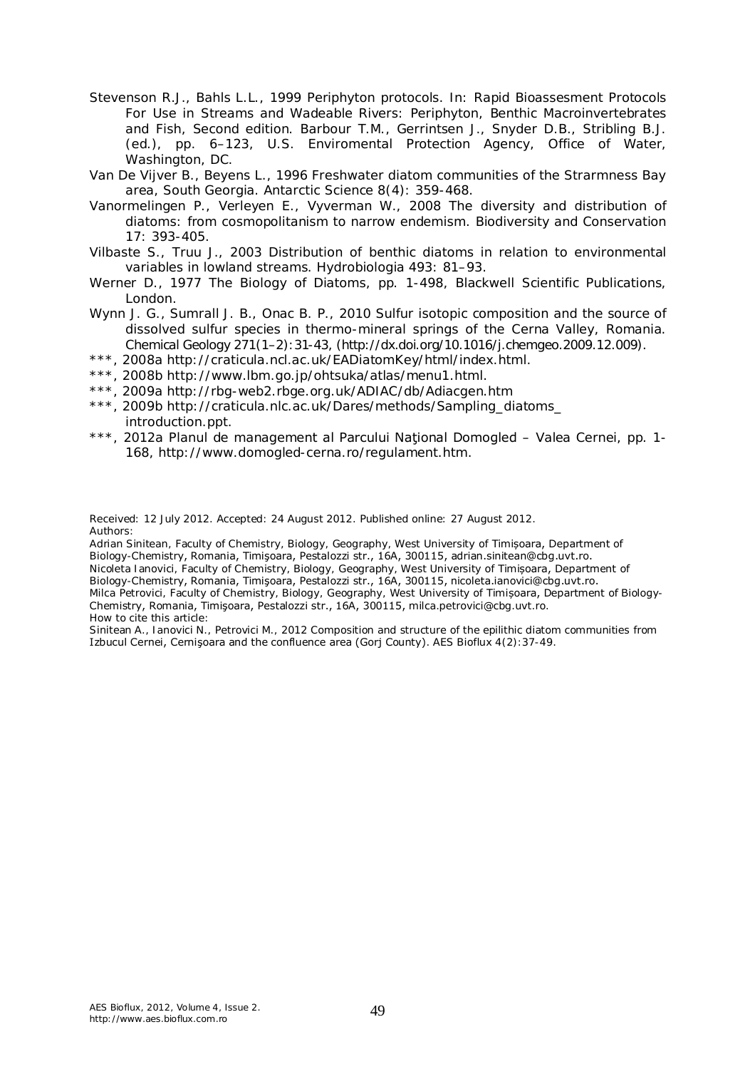Stevenson R.J., Bahls L.L., 1999 Periphyton protocols. In: Rapid Bioassesment Protocols For Use in Streams and Wadeable Rivers: Periphyton, Benthic Macroinvertebrates and Fish, Second edition. Barbour T.M., Gerrintsen J., Snyder D.B., Stribling B.J. (ed.), pp. 6–123, U.S. Enviromental Protection Agency, Office of Water, Washington, DC.

Van De Vijver B., Beyens L., 1996 Freshwater diatom communities of the Strarmness Bay area, South Georgia. Antarctic Science 8(4): 359-468.

Vanormelingen P., Verleyen E., Vyverman W., 2008 The diversity and distribution of diatoms: from cosmopolitanism to narrow endemism. Biodiversity and Conservation 17: 393-405.

Vilbaste S., Truu J., 2003 Distribution of benthic diatoms in relation to environmental variables in lowland streams. Hydrobiologia 493: 81–93.

Werner D., 1977 The Biology of Diatoms, pp. 1-498, Blackwell Scientific Publications, London.

Wynn J. G., Sumrall J. B., Onac B. P., 2010 Sulfur isotopic composition and the source of dissolved sulfur species in thermo-mineral springs of the Cerna Valley, Romania. Chemical Geology 271(1–2): 31-43, (http://dx.doi.org/10.1016/j.chemgeo.2009.12.009).

***, 2008a http://craticula.ncl.ac.uk/EADiatomKey/html/index.html.

***, 2008b http://www.lbm.go.jp/ohtsuka/atlas/menu1.html.

***, 2009a http://rbg-web2.rbge.org.uk/ADIAC/db/Adiacgen.htm

***, 2009b http://craticula.nlc.ac.uk/Dares/methods/Sampling_diatoms_introduction.ppt.

***, 2012a Planul de management al Parcului Naţional Domogled – Valea Cernei, pp. 1-168, http://www.domogled-cerna.ro/regulament.htm.

Received: 12 July 2012. Accepted: 24 August 2012. Published online: 27 August 2012.
Authors:
Adrian Sinitean, Faculty of Chemistry, Biology, Geography, West University of Timişoara, Department of Biology-Chemistry, Romania, Timişoara, Pestalozzi str., 16A, 300115, adrian.sinitean@cbg.uvt.ro.
Nicoleta Ianovici, Faculty of Chemistry, Biology, Geography, West University of Timișoara, Department of Biology-Chemistry, Romania, Timişoara, Pestalozzi str., 16A, 300115, nicoleta.ianovici@cbg.uvt.ro.
Milca Petrovici, Faculty of Chemistry, Biology, Geography, West University of Timișoara, Department of Biology-Chemistry, Romania, Timişoara, Pestalozzi str., 16A, 300115, milca.petrovici@cbg.uvt.ro.
How to cite this article:
Sinitean A., Ianovici N., Petrovici M., 2012 Composition and structure of the epilithic diatom communities from Izbucul Cernei, Cernişoara and the confluence area (Gorj County). AES Bioflux 4(2):37-49.